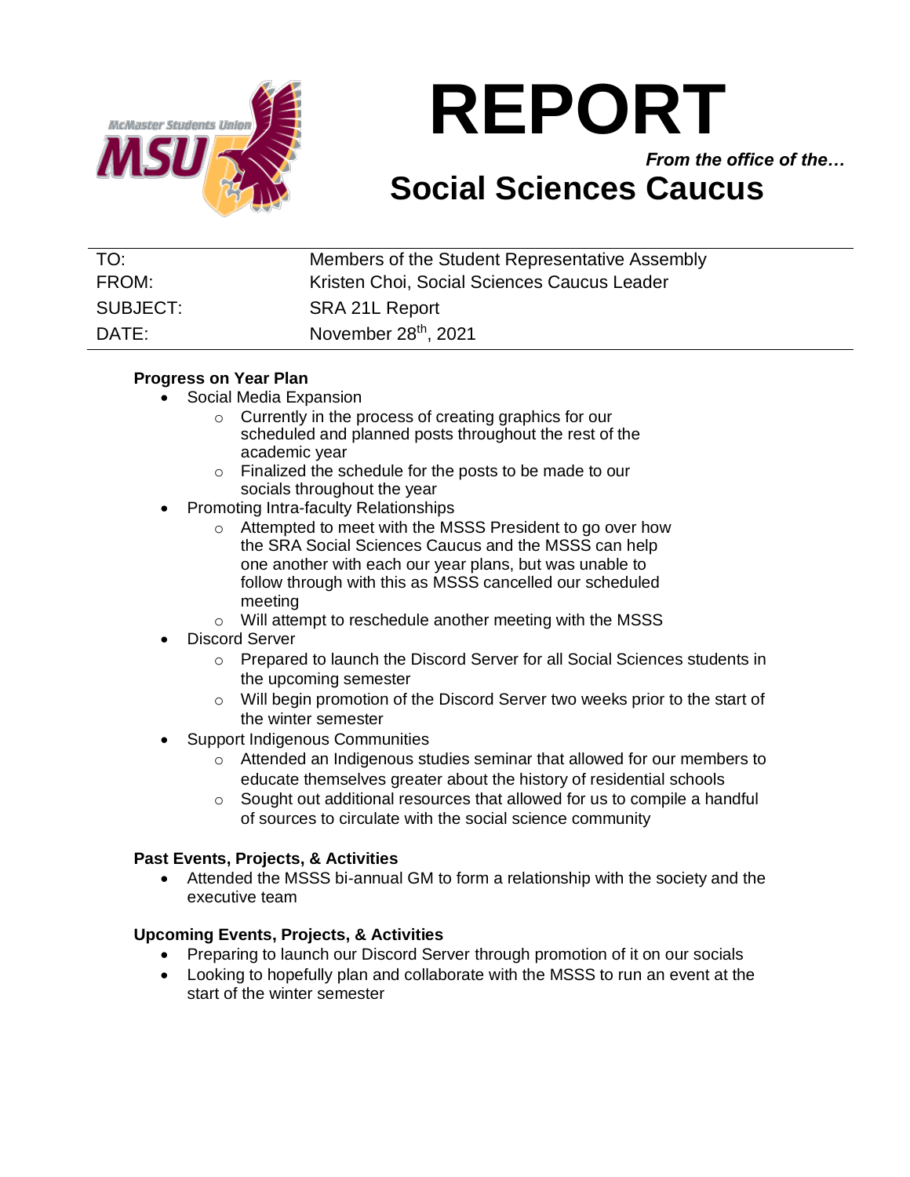# REPORT

*From the office of the…*

## Social Sciences Caucus

| | |
|---|---|
| TO: | Members of the Student Representative Assembly |
| FROM: | Kristen Choi, Social Sciences Caucus Leader |
| SUBJECT: | SRA 21L Report |
| DATE: | November 28th, 2021 |

**Progress on Year Plan**

- Social Media Expansion
  - Currently in the process of creating graphics for our scheduled and planned posts throughout the rest of the academic year
  - Finalized the schedule for the posts to be made to our socials throughout the year
- Promoting Intra-faculty Relationships
  - Attempted to meet with the MSSS President to go over how the SRA Social Sciences Caucus and the MSSS can help one another with each our year plans, but was unable to follow through with this as MSSS cancelled our scheduled meeting
  - Will attempt to reschedule another meeting with the MSSS
- Discord Server
  - Prepared to launch the Discord Server for all Social Sciences students in the upcoming semester
  - Will begin promotion of the Discord Server two weeks prior to the start of the winter semester
- Support Indigenous Communities
  - Attended an Indigenous studies seminar that allowed for our members to educate themselves greater about the history of residential schools
  - Sought out additional resources that allowed for us to compile a handful of sources to circulate with the social science community

**Past Events, Projects, & Activities**

- Attended the MSSS bi-annual GM to form a relationship with the society and the executive team

**Upcoming Events, Projects, & Activities**

- Preparing to launch our Discord Server through promotion of it on our socials
- Looking to hopefully plan and collaborate with the MSSS to run an event at the start of the winter semester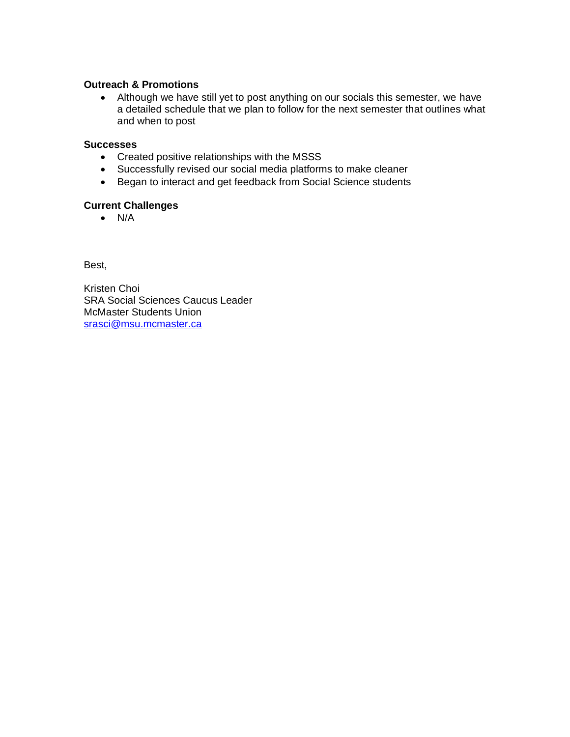**Outreach & Promotions**

- Although we have still yet to post anything on our socials this semester, we have a detailed schedule that we plan to follow for the next semester that outlines what and when to post

**Successes**

- Created positive relationships with the MSSS
- Successfully revised our social media platforms to make cleaner
- Began to interact and get feedback from Social Science students

**Current Challenges**

- N/A

Best,

Kristen Choi
SRA Social Sciences Caucus Leader
McMaster Students Union
srasci@msu.mcmaster.ca